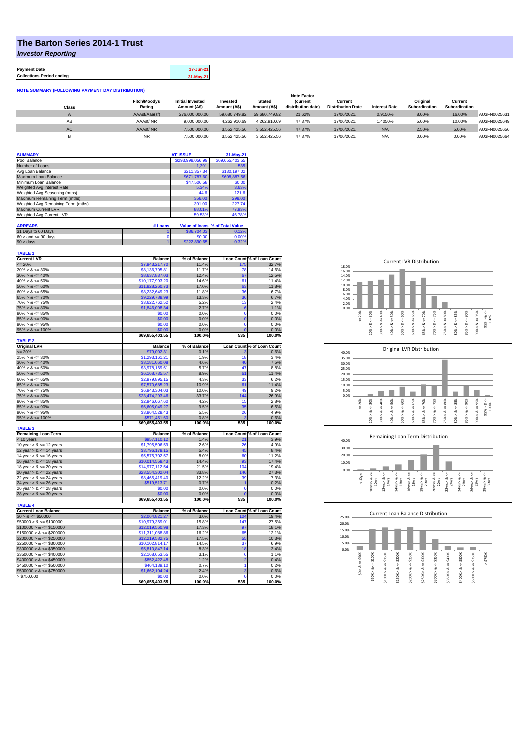# The Barton Series 2014-1 Trust

## *Investor Reporting*

| Payment Date | 17-Jun-21 |
|---|---|
| Collections Period ending | 31-May-21 |

**NOTE SUMMARY (FOLLOWING PAYMENT DAY DISTRIBUTION)**

| Class | Fitch/Moodys Rating | Initial Invested Amount (A$) | Invested Amount (A$) | Stated Amount (A$) | Note Factor (current distribution date) | Current Distribution Date | Interest Rate | Original Subordination | Current Subordination | |
|---|---|---|---|---|---|---|---|---|---|---|
| A | AAAsf/Aaa(sf) | 276,000,000.00 | 59,680,749.82 | 59,680,749.82 | 21.62% | 17/06/2021 | 0.9150% | 8.00% | 16.00% | AU3FN0025631 |
| AB | AAAsf/ NR | 9,000,000.00 | 4,262,910.69 | 4,262,910.69 | 47.37% | 17/06/2021 | 1.4050% | 5.00% | 10.00% | AU3FN0025649 |
| AC | AAAsf/ NR | 7,500,000.00 | 3,552,425.56 | 3,552,425.56 | 47.37% | 17/06/2021 | N/A | 2.50% | 5.00% | AU3FN0025656 |
| B | NR | 7,500,000.00 | 3,552,425.56 | 3,552,425.56 | 47.37% | 17/06/2021 | N/A | 0.00% | 0.00% | AU3FN0025664 |

| SUMMARY | AT ISSUE | 31-May-21 |
|---|---|---|
| Pool Balance | $293,998,056.99 | $69,655,403.55 |
| Number of Loans | 1,391 | 535 |
| Avg Loan Balance | $211,357.34 | $130,197.02 |
| Maximum Loan Balance | $671,787.60 | $608,887.56 |
| Minimum Loan Balance | $47,506.58 | $0.00 |
| Weighted Avg Interest Rate | 5.34% | 3.63% |
| Weighted Avg Seasoning (mths) | 44.6 | 121.6 |
| Maximum Remaining Term (mths) | 356.00 | 298.00 |
| Weighted Avg Remaining Term (mths) | 301.00 | 227.74 |
| Maximum Current LVR | 88.01% | 77.93% |
| Weighted Avg Current LVR | 59.53% | 46.78% |

| ARREARS | # Loans | Value of loans | % of Total Value |
|---|---|---|---|
| 31 Days to 60 Days | 1 | $86,704.03 | 0.12% |
| 60 > and <= 90 days | 0 | $0.00 | 0.00% |
| 90 > days | 1 | $222,890.65 | 0.32% |

**TABLE 1**

| Current LVR | Balance | % of Balance | Loan Count | % of Loan Count |
|---|---|---|---|---|
| <= 20% | $7,943,217.70 | 11.4% | 175 | 32.7% |
| 20% > & <= 30% | $8,136,795.81 | 11.7% | 78 | 14.6% |
| 30% > & <= 40% | $8,637,837.03 | 12.4% | 67 | 12.5% |
| 40% > & <= 50% | $10,177,993.20 | 14.6% | 61 | 11.4% |
| 50% > & <= 60% | $11,828,260.73 | 17.0% | 63 | 11.8% |
| 60% > & <= 65% | $8,232,649.23 | 11.8% | 36 | 6.7% |
| 65% > & <= 70% | $9,229,788.99 | 13.3% | 36 | 6.7% |
| 70% > & <= 75% | $3,622,762.52 | 5.2% | 13 | 2.4% |
| 75% > & <= 80% | $1,846,098.34 | 2.7% | 6 | 1.1% |
| 80% > & <= 85% | $0.00 | 0.0% | 0 | 0.0% |
| 85% > & <= 90% | $0.00 | 0.0% | 0 | 0.0% |
| 90% > & <= 95% | $0.00 | 0.0% | 0 | 0.0% |
| 95% > & <= 100% | $0.00 | 0.0% | 0 | 0.0% |
| | $69,655,403.55 | 100.0% | 535 | 100.0% |

**TABLE 2**

| Original LVR | Balance | % of Balance | Loan Count | % of Loan Count |
|---|---|---|---|---|
| <= 20% | $79,002.31 | 0.1% | 3 | 0.6% |
| 25% > & <= 30% | $1,293,161.21 | 1.9% | 18 | 3.4% |
| 30% > & <= 40% | $3,181,060.08 | 4.6% | 40 | 7.5% |
| 40% > & <= 50% | $3,978,169.61 | 5.7% | 47 | 8.8% |
| 50% > & <= 60% | $6,168,735.57 | 8.9% | 61 | 11.4% |
| 60% > & <= 65% | $2,979,895.15 | 4.3% | 33 | 6.2% |
| 65% > & <= 70% | $7,570,685.23 | 10.9% | 61 | 11.4% |
| 70% > & <= 75% | $6,943,304.03 | 10.0% | 49 | 9.2% |
| 75% > & <= 80% | $23,474,293.46 | 33.7% | 144 | 26.9% |
| 80% > & <= 85% | $2,946,067.60 | 4.2% | 15 | 2.8% |
| 85% > & <= 90% | $6,605,049.27 | 9.5% | 35 | 6.5% |
| 90% > & <= 95% | $3,864,528.43 | 5.5% | 26 | 4.9% |
| 95% > & <= 100% | $571,451.60 | 0.8% | 3 | 0.6% |
| | $69,655,403.55 | 100.0% | 535 | 100.0% |

**TABLE 3**

| Remaining Loan Term | Balance | % of Balance | Loan Count | % of Loan Count |
|---|---|---|---|---|
| < 10 years | $957,110.12 | 1.4% | 21 | 3.9% |
| 10 year > & <= 12 years | $1,795,506.59 | 2.6% | 26 | 4.9% |
| 12 year > & <= 14 years | $3,796,178.15 | 5.4% | 45 | 8.4% |
| 14 year > & <= 16 years | $5,575,702.57 | 8.0% | 60 | 11.2% |
| 16 year > & <= 18 years | $10,014,558.43 | 14.4% | 93 | 17.4% |
| 18 year > & <= 20 years | $14,977,112.54 | 21.5% | 104 | 19.4% |
| 20 year > & <= 22 years | $23,554,302.04 | 33.8% | 146 | 27.3% |
| 22 year > & <= 24 years | $8,465,419.40 | 12.2% | 39 | 7.3% |
| 24 year > & <= 26 years | $519,513.71 | 0.7% | 1 | 0.2% |
| 26 year > & <= 28 years | $0.00 | 0.0% | 0 | 0.0% |
| 28 year > & <= 30 years | $0.00 | 0.0% | 0 | 0.0% |
| | $69,655,403.55 | 100.0% | 535 | 100.0% |

**TABLE 4**

| Current Loan Balance | Balance | % of Balance | Loan Count | % of Loan Count |
|---|---|---|---|---|
| $0 > & <= $50000 | $2,064,821.27 | 3.0% | 104 | 19.4% |
| $50000 > & <= $100000 | $10,979,369.01 | 15.8% | 147 | 27.5% |
| $100000 > & <= $150000 | $12,019,560.98 | 17.3% | 97 | 18.1% |
| $150000 > & <= $200000 | $11,311,088.86 | 16.2% | 65 | 12.1% |
| $200000 > & <= $250000 | $12,219,582.75 | 17.5% | 55 | 10.3% |
| $250000 > & <= $300000 | $10,102,814.17 | 14.5% | 37 | 6.9% |
| $300000 > & <= $350000 | $5,810,847.14 | 8.3% | 18 | 3.4% |
| $350000 > & <= $400000 | $2,168,653.55 | 3.1% | 6 | 1.1% |
| $400000 > & <= $450000 | $852,422.48 | 1.2% | 2 | 0.4% |
| $450000 > & <= $500000 | $464,139.10 | 0.7% | 1 | 0.2% |
| $500000 > & <= $750000 | $1,662,104.24 | 2.4% | 3 | 0.6% |
| > $750,000 | $0.00 | 0.0% | 0 | 0.0% |
| | $69,655,403.55 | 100.0% | 535 | 100.0% |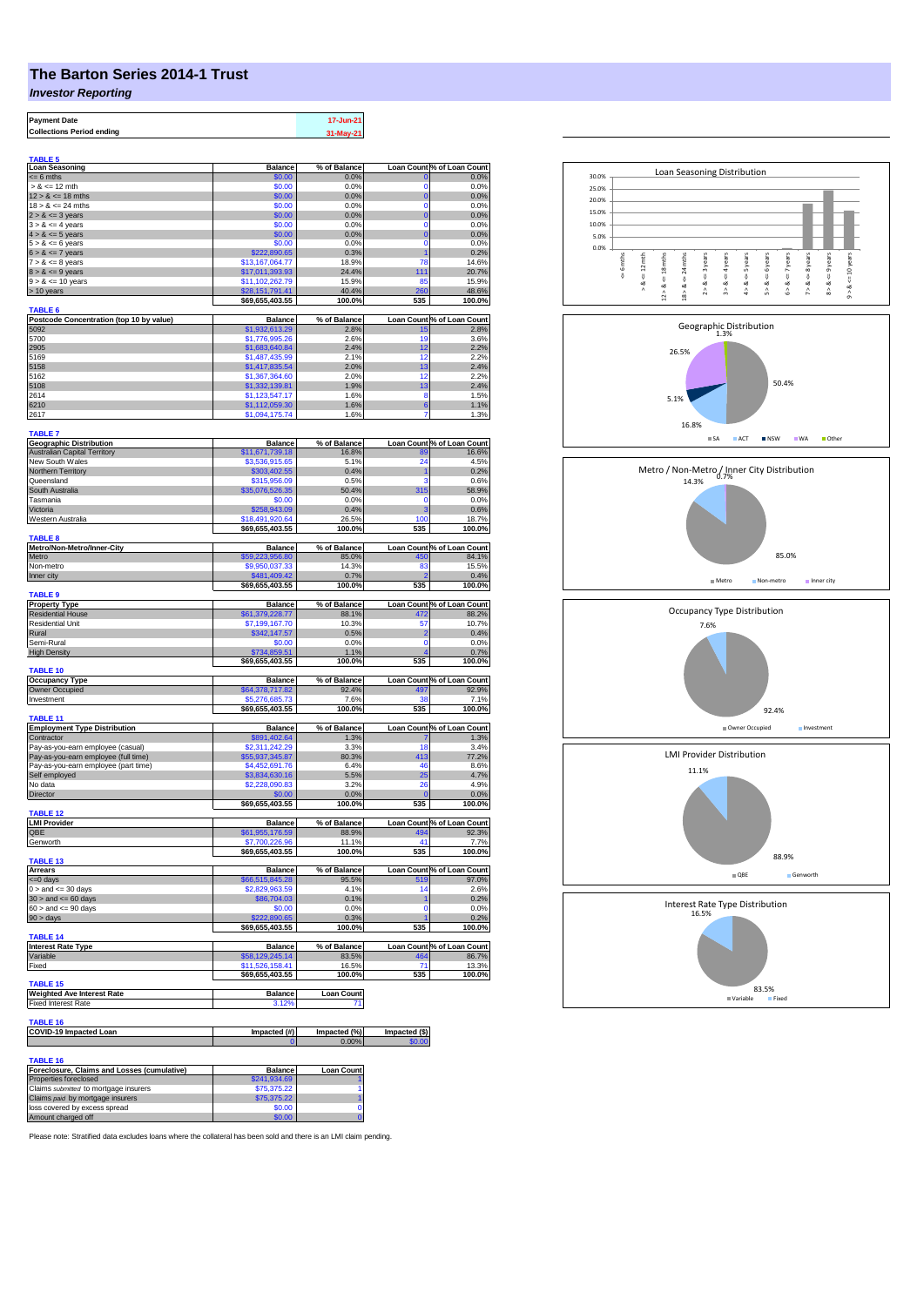# The Barton Series 2014-1 Trust

*Investor Reporting*

| | |
|---|---|
| **Payment Date** | 17-Jun-21 |
| **Collections Period ending** | 31-May-21 |

**TABLE 5**

| Loan Seasoning | Balance | % of Balance | Loan Count | % of Loan Count |
|---|---|---|---|---|
| <= 6 mths | $0.00 | 0.0% | 0 | 0.0% |
| > & <= 12 mth | $0.00 | 0.0% | 0 | 0.0% |
| 12 > & <= 18 mths | $0.00 | 0.0% | 0 | 0.0% |
| 18 > & <= 24 mths | $0.00 | 0.0% | 0 | 0.0% |
| 2 > & <= 3 years | $0.00 | 0.0% | 0 | 0.0% |
| 3 > & <= 4 years | $0.00 | 0.0% | 0 | 0.0% |
| 4 > & <= 5 years | $0.00 | 0.0% | 0 | 0.0% |
| 5 > & <= 6 years | $0.00 | 0.0% | 0 | 0.0% |
| 6 > & <= 7 years | $222,890.65 | 0.3% | 1 | 0.2% |
| 7 > & <= 8 years | $13,167,064.77 | 18.9% | 78 | 14.6% |
| 8 > & <= 9 years | $17,011,393.93 | 24.4% | 111 | 20.7% |
| 9 > & <= 10 years | $11,102,262.79 | 15.9% | 85 | 15.9% |
| > 10 years | $28,151,791.41 | 40.4% | 260 | 48.6% |
| | $69,655,403.55 | 100.0% | 535 | 100.0% |

**TABLE 6**

| Postcode Concentration (top 10 by value) | Balance | % of Balance | Loan Count | % of Loan Count |
|---|---|---|---|---|
| 5092 | $1,932,613.29 | 2.8% | 15 | 2.8% |
| 5700 | $1,776,995.26 | 2.6% | 19 | 3.6% |
| 2905 | $1,683,640.84 | 2.4% | 12 | 2.2% |
| 5169 | $1,487,435.99 | 2.1% | 12 | 2.2% |
| 5158 | $1,417,835.54 | 2.0% | 13 | 2.4% |
| 5162 | $1,367,364.60 | 2.0% | 12 | 2.2% |
| 5108 | $1,332,139.81 | 1.9% | 13 | 2.4% |
| 2614 | $1,123,547.17 | 1.6% | 8 | 1.5% |
| 6210 | $1,112,059.30 | 1.6% | 6 | 1.1% |
| 2617 | $1,094,175.74 | 1.6% | 7 | 1.3% |

**TABLE 7**

| Geographic Distribution | Balance | % of Balance | Loan Count | % of Loan Count |
|---|---|---|---|---|
| Australian Capital Territory | $11,671,739.18 | 16.8% | 89 | 16.6% |
| New South Wales | $3,536,915.65 | 5.1% | 24 | 4.5% |
| Northern Territory | $303,402.55 | 0.4% | 1 | 0.2% |
| Queensland | $315,956.09 | 0.5% | 3 | 0.6% |
| South Australia | $35,076,526.35 | 50.4% | 315 | 58.9% |
| Tasmania | $0.00 | 0.0% | 0 | 0.0% |
| Victoria | $258,943.09 | 0.4% | 3 | 0.6% |
| Western Australia | $18,491,920.64 | 26.5% | 100 | 18.7% |
| | $69,655,403.55 | 100.0% | 535 | 100.0% |

**TABLE 8**

| Metro/Non-Metro/Inner-City | Balance | % of Balance | Loan Count | % of Loan Count |
|---|---|---|---|---|
| Metro | $59,223,956.80 | 85.0% | 450 | 84.1% |
| Non-metro | $9,950,037.33 | 14.3% | 83 | 15.5% |
| Inner city | $481,409.42 | 0.7% | 2 | 0.4% |
| | $69,655,403.55 | 100.0% | 535 | 100.0% |

**TABLE 9**

| Property Type | Balance | % of Balance | Loan Count | % of Loan Count |
|---|---|---|---|---|
| Residential House | $61,379,228.77 | 88.1% | 472 | 88.2% |
| Residential Unit | $7,199,167.70 | 10.3% | 57 | 10.7% |
| Rural | $342,147.57 | 0.5% | 2 | 0.4% |
| Semi-Rural | $0.00 | 0.0% | 0 | 0.0% |
| High Density | $734,859.51 | 1.1% | 4 | 0.7% |
| | $69,655,403.55 | 100.0% | 535 | 100.0% |

**TABLE 10**

| Occupancy Type | Balance | % of Balance | Loan Count | % of Loan Count |
|---|---|---|---|---|
| Owner Occupied | $64,378,717.82 | 92.4% | 497 | 92.9% |
| Investment | $5,276,685.73 | 7.6% | 38 | 7.1% |
| | $69,655,403.55 | 100.0% | 535 | 100.0% |

**TABLE 11**

| Employment Type Distribution | Balance | % of Balance | Loan Count | % of Loan Count |
|---|---|---|---|---|
| Contractor | $891,402.64 | 1.3% | 7 | 1.3% |
| Pay-as-you-earn employee (casual) | $2,311,242.29 | 3.3% | 18 | 3.4% |
| Pay-as-you-earn employee (full time) | $55,937,345.87 | 80.3% | 413 | 77.2% |
| Pay-as-you-earn employee (part time) | $4,452,691.76 | 6.4% | 46 | 8.6% |
| Self employed | $3,834,630.16 | 5.5% | 25 | 4.7% |
| No data | $2,228,090.83 | 3.2% | 26 | 4.9% |
| Director | $0.00 | 0.0% | 0 | 0.0% |
| | $69,655,403.55 | 100.0% | 535 | 100.0% |

**TABLE 12**

| LMI Provider | Balance | % of Balance | Loan Count | % of Loan Count |
|---|---|---|---|---|
| QBE | $61,955,176.59 | 88.9% | 494 | 92.3% |
| Genworth | $7,700,226.96 | 11.1% | 41 | 7.7% |
| | $69,655,403.55 | 100.0% | 535 | 100.0% |

**TABLE 13**

| Arrears | Balance | % of Balance | Loan Count | % of Loan Count |
|---|---|---|---|---|
| <=0 days | $66,515,845.28 | 95.5% | 519 | 97.0% |
| 0 > and <= 30 days | $2,829,963.59 | 4.1% | 14 | 2.6% |
| 30 > and <= 60 days | $86,704.03 | 0.1% | 1 | 0.2% |
| 60 > and <= 90 days | $0.00 | 0.0% | 0 | 0.0% |
| 90 > days | $222,890.65 | 0.3% | 1 | 0.2% |
| | $69,655,403.55 | 100.0% | 535 | 100.0% |

**TABLE 14**

| Interest Rate Type | Balance | % of Balance | Loan Count | % of Loan Count |
|---|---|---|---|---|
| Variable | $58,129,245.14 | 83.5% | 464 | 86.7% |
| Fixed | $11,526,158.41 | 16.5% | 71 | 13.3% |
| | $69,655,403.55 | 100.0% | 535 | 100.0% |

**TABLE 15**

| Weighted Ave Interest Rate | Balance | Loan Count |
|---|---|---|
| Fixed Interest Rate | 3.12% | 71 |

**TABLE 16**

| COVID-19 Impacted Loan | Impacted (#) | Impacted (%) | Impacted ($) |
|---|---|---|---|
| | 0 | 0.00% | $0.00 |

**TABLE 16**

| Foreclosure, Claims and Losses (cumulative) | Balance | Loan Count |
|---|---|---|
| Properties foreclosed | $241,934.69 | 1 |
| Claims *submitted* to mortgage insurers | $75,375.22 | 1 |
| Claims *paid* by mortgage insurers | $75,375.22 | 1 |
| loss covered by excess spread | $0.00 | 0 |
| Amount charged off | $0.00 | 0 |

Please note: Stratified data excludes loans where the collateral has been sold and there is an LMI claim pending.

Loan Seasoning Distribution

30.0%
25.0%
20.0%
15.0%
10.0%
5.0%
0.0%

<= 6 mths
> & <= 12 mth
12 > & <= 18 mths
18 > & <= 24 mths
2 > & <= 3 years
3 > & <= 4 years
4 > & <= 5 years
5 > & <= 6 years
6 > & <= 7 years
7 > & <= 8 years
8 > & <= 9 years
9 > & <= 10 years

Geographic Distribution

1.3%
26.5%
50.4%
5.1%
16.8%

SA ACT NSW WA Other

Metro / Non-Metro / Inner City Distribution

0.7%
14.3%
85.0%

Metro Non-metro Inner city

Occupancy Type Distribution

7.6%
92.4%

Owner Occupied Investment

LMI Provider Distribution

11.1%
88.9%

QBE Genworth

Interest Rate Type Distribution

16.5%
83.5%

Variable Fixed